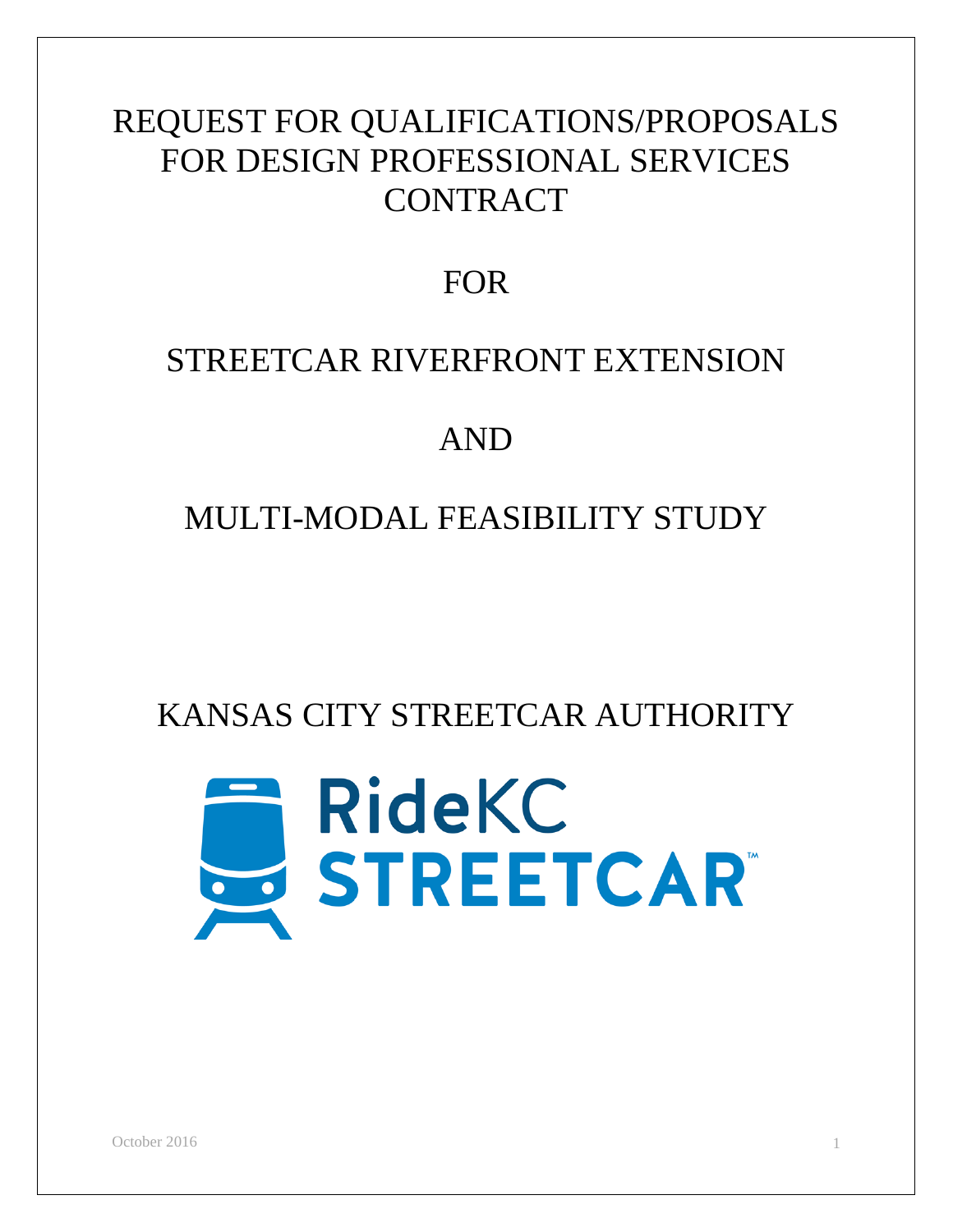# REQUEST FOR QUALIFICATIONS/PROPOSALS FOR DESIGN PROFESSIONAL SERVICES CONTRACT

## FOR

## STREETCAR RIVERFRONT EXTENSION

## AND

## MULTI-MODAL FEASIBILITY STUDY

## KANSAS CITY STREETCAR AUTHORITY

RideKC STREETCAR™

October 2016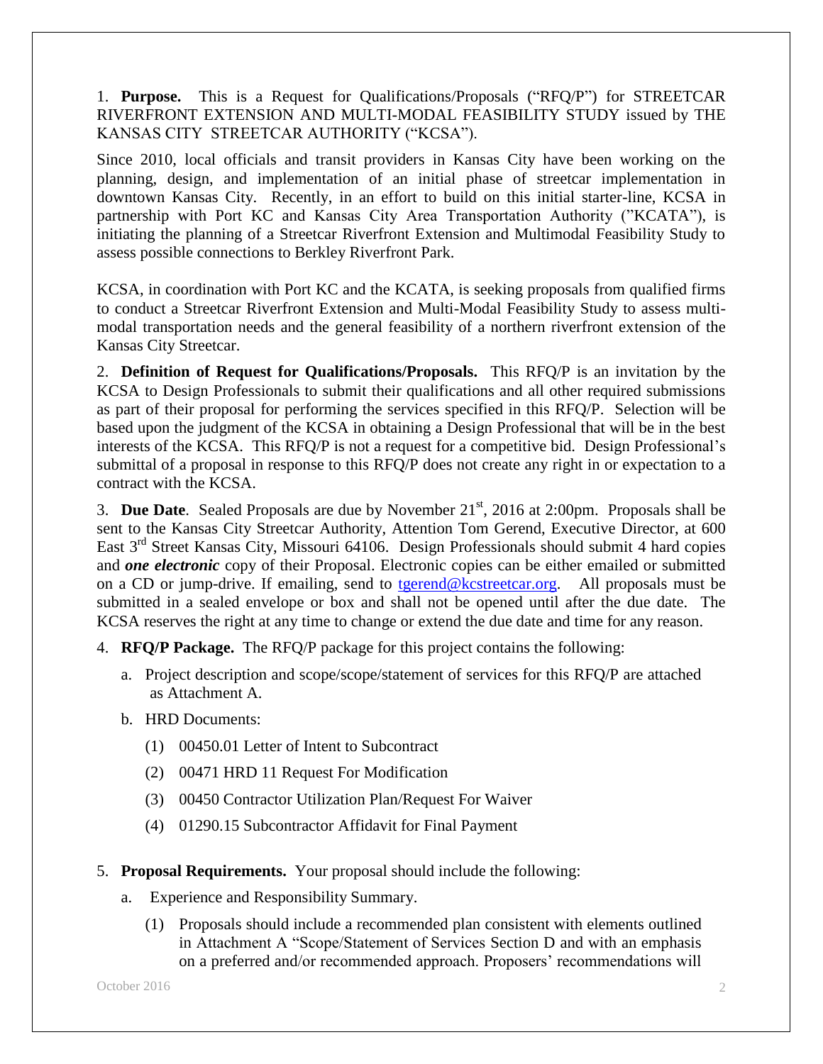1. **Purpose.** This is a Request for Qualifications/Proposals ("RFQ/P") for STREETCAR RIVERFRONT EXTENSION AND MULTI-MODAL FEASIBILITY STUDY issued by THE KANSAS CITY STREETCAR AUTHORITY ("KCSA").

Since 2010, local officials and transit providers in Kansas City have been working on the planning, design, and implementation of an initial phase of streetcar implementation in downtown Kansas City. Recently, in an effort to build on this initial starter-line, KCSA in partnership with Port KC and Kansas City Area Transportation Authority ("KCATA"), is initiating the planning of a Streetcar Riverfront Extension and Multimodal Feasibility Study to assess possible connections to Berkley Riverfront Park.

KCSA, in coordination with Port KC and the KCATA, is seeking proposals from qualified firms to conduct a Streetcar Riverfront Extension and Multi-Modal Feasibility Study to assess multi-modal transportation needs and the general feasibility of a northern riverfront extension of the Kansas City Streetcar.

2. **Definition of Request for Qualifications/Proposals.** This RFQ/P is an invitation by the KCSA to Design Professionals to submit their qualifications and all other required submissions as part of their proposal for performing the services specified in this RFQ/P. Selection will be based upon the judgment of the KCSA in obtaining a Design Professional that will be in the best interests of the KCSA. This RFQ/P is not a request for a competitive bid. Design Professional's submittal of a proposal in response to this RFQ/P does not create any right in or expectation to a contract with the KCSA.

3. **Due Date**. Sealed Proposals are due by November 21st, 2016 at 2:00pm. Proposals shall be sent to the Kansas City Streetcar Authority, Attention Tom Gerend, Executive Director, at 600 East 3rd Street Kansas City, Missouri 64106. Design Professionals should submit 4 hard copies and ***one electronic*** copy of their Proposal. Electronic copies can be either emailed or submitted on a CD or jump-drive. If emailing, send to tgerend@kcstreetcar.org. All proposals must be submitted in a sealed envelope or box and shall not be opened until after the due date. The KCSA reserves the right at any time to change or extend the due date and time for any reason.

4. **RFQ/P Package.** The RFQ/P package for this project contains the following:

   a. Project description and scope/scope/statement of services for this RFQ/P are attached as Attachment A.

   b. HRD Documents:

      (1) 00450.01 Letter of Intent to Subcontract

      (2) 00471 HRD 11 Request For Modification

      (3) 00450 Contractor Utilization Plan/Request For Waiver

      (4) 01290.15 Subcontractor Affidavit for Final Payment

5. **Proposal Requirements.** Your proposal should include the following:

   a. Experience and Responsibility Summary.

      (1) Proposals should include a recommended plan consistent with elements outlined in Attachment A "Scope/Statement of Services Section D and with an emphasis on a preferred and/or recommended approach. Proposers' recommendations will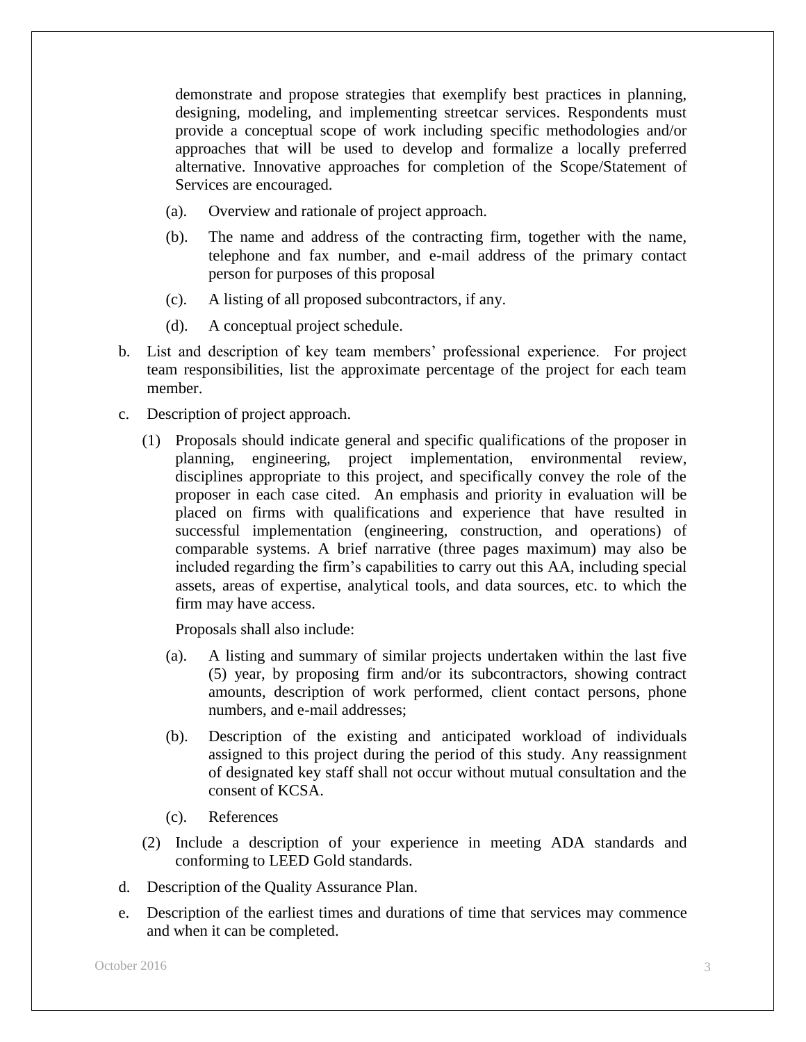demonstrate and propose strategies that exemplify best practices in planning, designing, modeling, and implementing streetcar services. Respondents must provide a conceptual scope of work including specific methodologies and/or approaches that will be used to develop and formalize a locally preferred alternative. Innovative approaches for completion of the Scope/Statement of Services are encouraged.

(a). Overview and rationale of project approach.

(b). The name and address of the contracting firm, together with the name, telephone and fax number, and e-mail address of the primary contact person for purposes of this proposal

(c). A listing of all proposed subcontractors, if any.

(d). A conceptual project schedule.

b. List and description of key team members' professional experience. For project team responsibilities, list the approximate percentage of the project for each team member.

c. Description of project approach.

(1) Proposals should indicate general and specific qualifications of the proposer in planning, engineering, project implementation, environmental review, disciplines appropriate to this project, and specifically convey the role of the proposer in each case cited. An emphasis and priority in evaluation will be placed on firms with qualifications and experience that have resulted in successful implementation (engineering, construction, and operations) of comparable systems. A brief narrative (three pages maximum) may also be included regarding the firm's capabilities to carry out this AA, including special assets, areas of expertise, analytical tools, and data sources, etc. to which the firm may have access.

Proposals shall also include:

(a). A listing and summary of similar projects undertaken within the last five (5) year, by proposing firm and/or its subcontractors, showing contract amounts, description of work performed, client contact persons, phone numbers, and e-mail addresses;

(b). Description of the existing and anticipated workload of individuals assigned to this project during the period of this study. Any reassignment of designated key staff shall not occur without mutual consultation and the consent of KCSA.

(c). References

(2) Include a description of your experience in meeting ADA standards and conforming to LEED Gold standards.

d. Description of the Quality Assurance Plan.

e. Description of the earliest times and durations of time that services may commence and when it can be completed.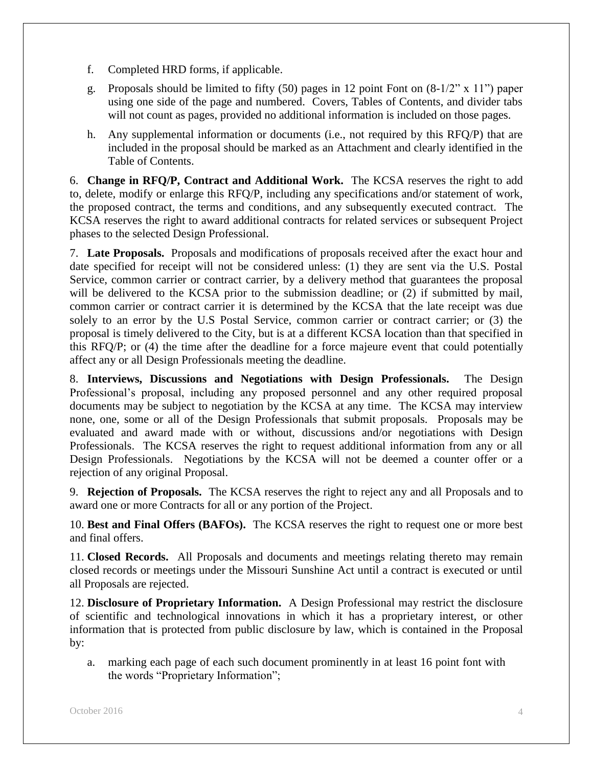f. Completed HRD forms, if applicable.

g. Proposals should be limited to fifty (50) pages in 12 point Font on (8-1/2" x 11") paper using one side of the page and numbered. Covers, Tables of Contents, and divider tabs will not count as pages, provided no additional information is included on those pages.

h. Any supplemental information or documents (i.e., not required by this RFQ/P) that are included in the proposal should be marked as an Attachment and clearly identified in the Table of Contents.

6. **Change in RFQ/P, Contract and Additional Work.** The KCSA reserves the right to add to, delete, modify or enlarge this RFQ/P, including any specifications and/or statement of work, the proposed contract, the terms and conditions, and any subsequently executed contract. The KCSA reserves the right to award additional contracts for related services or subsequent Project phases to the selected Design Professional.

7. **Late Proposals.** Proposals and modifications of proposals received after the exact hour and date specified for receipt will not be considered unless: (1) they are sent via the U.S. Postal Service, common carrier or contract carrier, by a delivery method that guarantees the proposal will be delivered to the KCSA prior to the submission deadline; or (2) if submitted by mail, common carrier or contract carrier it is determined by the KCSA that the late receipt was due solely to an error by the U.S Postal Service, common carrier or contract carrier; or (3) the proposal is timely delivered to the City, but is at a different KCSA location than that specified in this RFQ/P; or (4) the time after the deadline for a force majeure event that could potentially affect any or all Design Professionals meeting the deadline.

8. **Interviews, Discussions and Negotiations with Design Professionals.** The Design Professional's proposal, including any proposed personnel and any other required proposal documents may be subject to negotiation by the KCSA at any time. The KCSA may interview none, one, some or all of the Design Professionals that submit proposals. Proposals may be evaluated and award made with or without, discussions and/or negotiations with Design Professionals. The KCSA reserves the right to request additional information from any or all Design Professionals. Negotiations by the KCSA will not be deemed a counter offer or a rejection of any original Proposal.

9. **Rejection of Proposals.** The KCSA reserves the right to reject any and all Proposals and to award one or more Contracts for all or any portion of the Project.

10. **Best and Final Offers (BAFOs).** The KCSA reserves the right to request one or more best and final offers.

11. **Closed Records.** All Proposals and documents and meetings relating thereto may remain closed records or meetings under the Missouri Sunshine Act until a contract is executed or until all Proposals are rejected.

12. **Disclosure of Proprietary Information.** A Design Professional may restrict the disclosure of scientific and technological innovations in which it has a proprietary interest, or other information that is protected from public disclosure by law, which is contained in the Proposal by:

a. marking each page of each such document prominently in at least 16 point font with the words "Proprietary Information";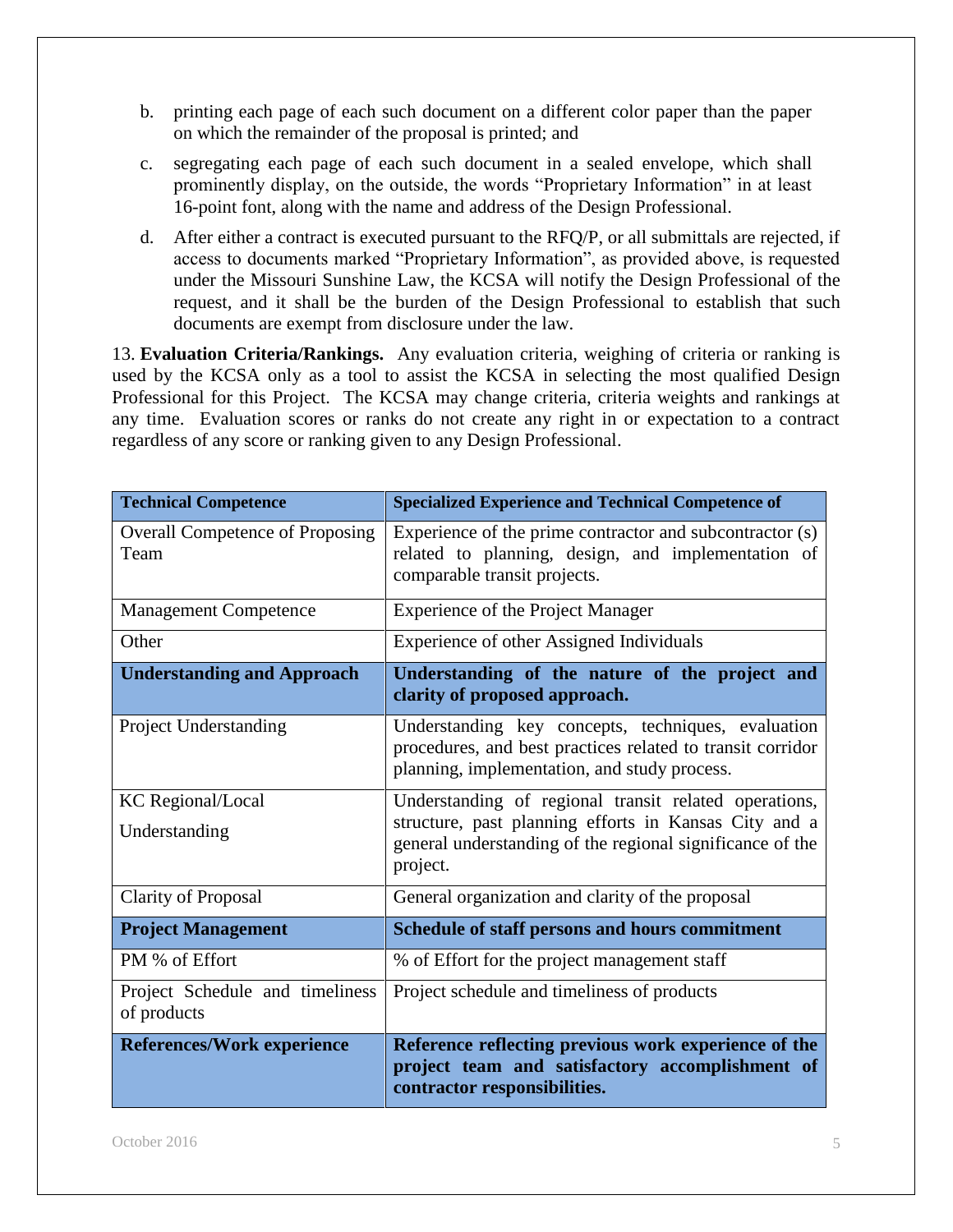b. printing each page of each such document on a different color paper than the paper on which the remainder of the proposal is printed; and

c. segregating each page of each such document in a sealed envelope, which shall prominently display, on the outside, the words "Proprietary Information" in at least 16-point font, along with the name and address of the Design Professional.

d. After either a contract is executed pursuant to the RFQ/P, or all submittals are rejected, if access to documents marked "Proprietary Information", as provided above, is requested under the Missouri Sunshine Law, the KCSA will notify the Design Professional of the request, and it shall be the burden of the Design Professional to establish that such documents are exempt from disclosure under the law.

13. **Evaluation Criteria/Rankings.** Any evaluation criteria, weighing of criteria or ranking is used by the KCSA only as a tool to assist the KCSA in selecting the most qualified Design Professional for this Project. The KCSA may change criteria, criteria weights and rankings at any time. Evaluation scores or ranks do not create any right in or expectation to a contract regardless of any score or ranking given to any Design Professional.

| **Technical Competence** | **Specialized Experience and Technical Competence of** |
|---|---|
| Overall Competence of Proposing Team | Experience of the prime contractor and subcontractor (s) related to planning, design, and implementation of comparable transit projects. |
| Management Competence | Experience of the Project Manager |
| Other | Experience of other Assigned Individuals |
| **Understanding and Approach** | **Understanding of the nature of the project and clarity of proposed approach.** |
| Project Understanding | Understanding key concepts, techniques, evaluation procedures, and best practices related to transit corridor planning, implementation, and study process. |
| KC Regional/Local Understanding | Understanding of regional transit related operations, structure, past planning efforts in Kansas City and a general understanding of the regional significance of the project. |
| Clarity of Proposal | General organization and clarity of the proposal |
| **Project Management** | **Schedule of staff persons and hours commitment** |
| PM % of Effort | % of Effort for the project management staff |
| Project Schedule and timeliness of products | Project schedule and timeliness of products |
| **References/Work experience** | **Reference reflecting previous work experience of the project team and satisfactory accomplishment of contractor responsibilities.** |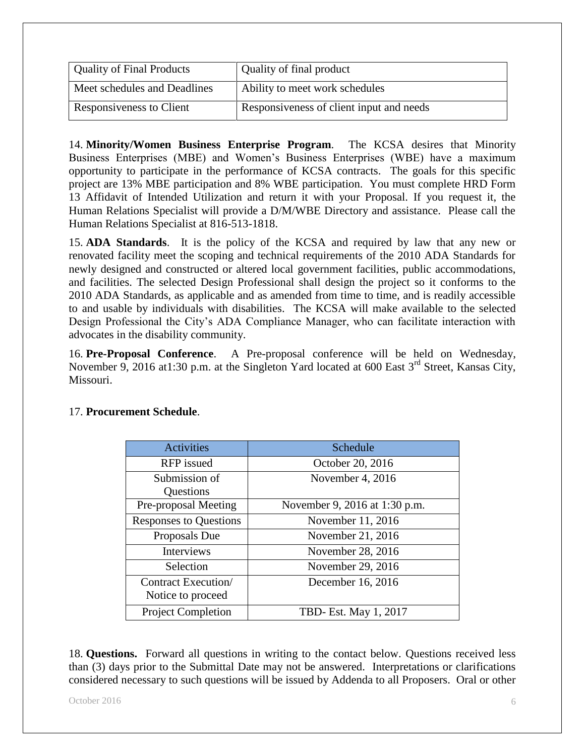| Quality of Final Products | Quality of final product |
| --- | --- |
| Meet schedules and Deadlines | Ability to meet work schedules |
| Responsiveness to Client | Responsiveness of client input and needs |

14. **Minority/Women Business Enterprise Program**. The KCSA desires that Minority Business Enterprises (MBE) and Women's Business Enterprises (WBE) have a maximum opportunity to participate in the performance of KCSA contracts. The goals for this specific project are 13% MBE participation and 8% WBE participation. You must complete HRD Form 13 Affidavit of Intended Utilization and return it with your Proposal. If you request it, the Human Relations Specialist will provide a D/M/WBE Directory and assistance. Please call the Human Relations Specialist at 816-513-1818.

15. **ADA Standards**. It is the policy of the KCSA and required by law that any new or renovated facility meet the scoping and technical requirements of the 2010 ADA Standards for newly designed and constructed or altered local government facilities, public accommodations, and facilities. The selected Design Professional shall design the project so it conforms to the 2010 ADA Standards, as applicable and as amended from time to time, and is readily accessible to and usable by individuals with disabilities. The KCSA will make available to the selected Design Professional the City's ADA Compliance Manager, who can facilitate interaction with advocates in the disability community.

16. **Pre-Proposal Conference**. A Pre-proposal conference will be held on Wednesday, November 9, 2016 at1:30 p.m. at the Singleton Yard located at 600 East 3rd Street, Kansas City, Missouri.

17. **Procurement Schedule**.

| Activities | Schedule |
| --- | --- |
| RFP issued | October 20, 2016 |
| Submission of Questions | November 4, 2016 |
| Pre-proposal Meeting | November 9, 2016 at 1:30 p.m. |
| Responses to Questions | November 11, 2016 |
| Proposals Due | November 21, 2016 |
| Interviews | November 28, 2016 |
| Selection | November 29, 2016 |
| Contract Execution/ Notice to proceed | December 16, 2016 |
| Project Completion | TBD- Est. May 1, 2017 |

18. **Questions.** Forward all questions in writing to the contact below. Questions received less than (3) days prior to the Submittal Date may not be answered. Interpretations or clarifications considered necessary to such questions will be issued by Addenda to all Proposers. Oral or other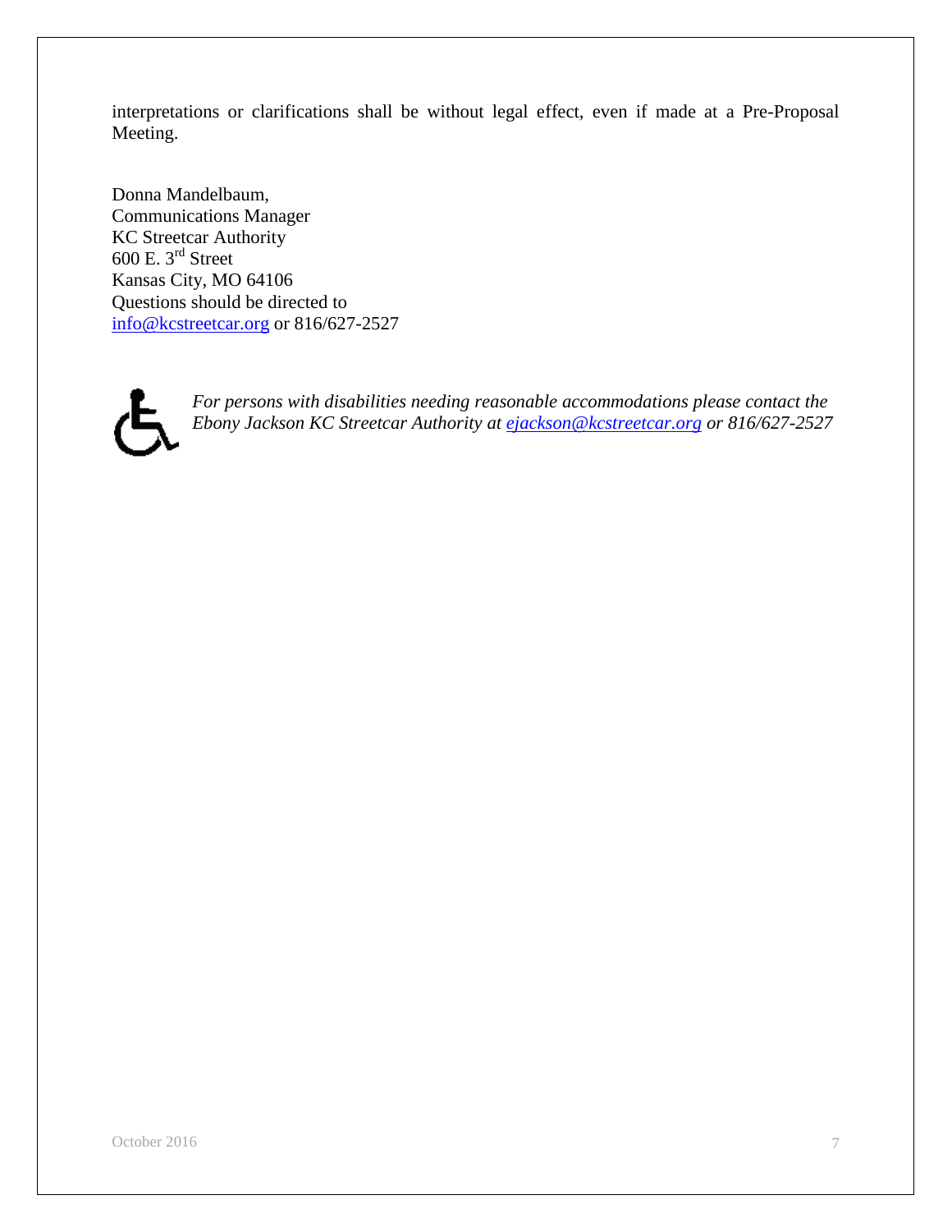interpretations or clarifications shall be without legal effect, even if made at a Pre-Proposal Meeting.

Donna Mandelbaum,
Communications Manager
KC Streetcar Authority
600 E. 3rd Street
Kansas City, MO 64106
Questions should be directed to
info@kcstreetcar.org or 816/627-2527

*For persons with disabilities needing reasonable accommodations please contact the Ebony Jackson KC Streetcar Authority at ejackson@kcstreetcar.org or 816/627-2527*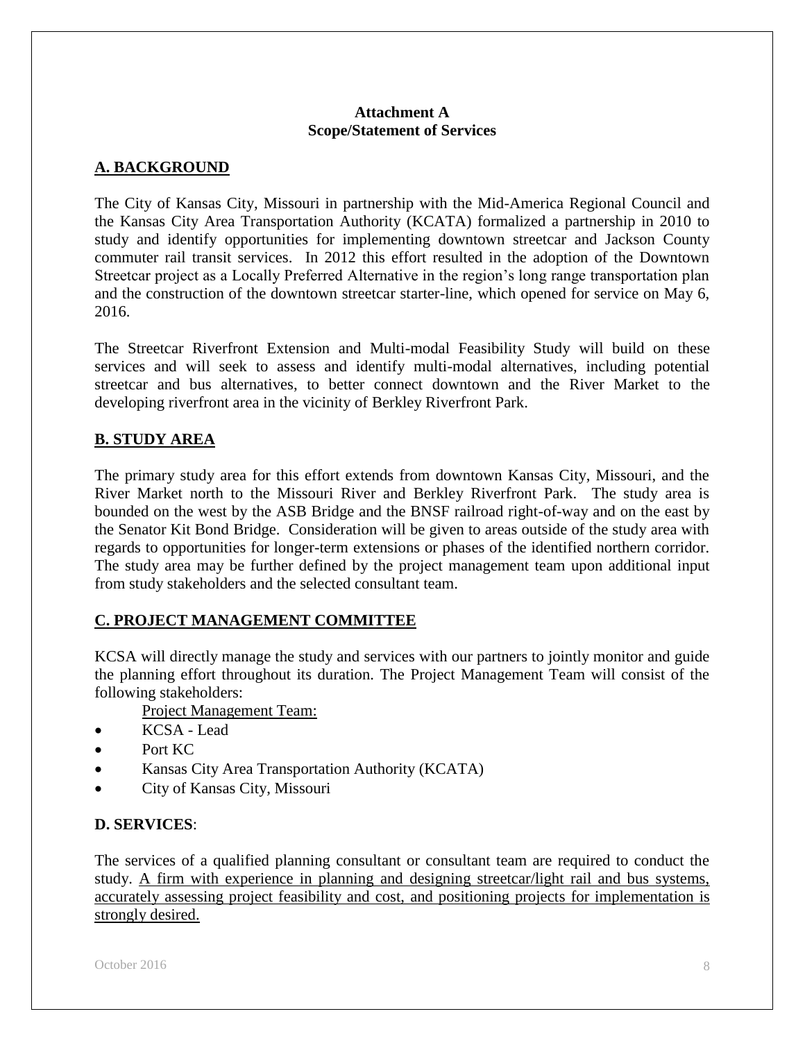**Attachment A**
**Scope/Statement of Services**

## A. BACKGROUND

The City of Kansas City, Missouri in partnership with the Mid-America Regional Council and the Kansas City Area Transportation Authority (KCATA) formalized a partnership in 2010 to study and identify opportunities for implementing downtown streetcar and Jackson County commuter rail transit services. In 2012 this effort resulted in the adoption of the Downtown Streetcar project as a Locally Preferred Alternative in the region's long range transportation plan and the construction of the downtown streetcar starter-line, which opened for service on May 6, 2016.

The Streetcar Riverfront Extension and Multi-modal Feasibility Study will build on these services and will seek to assess and identify multi-modal alternatives, including potential streetcar and bus alternatives, to better connect downtown and the River Market to the developing riverfront area in the vicinity of Berkley Riverfront Park.

## B. STUDY AREA

The primary study area for this effort extends from downtown Kansas City, Missouri, and the River Market north to the Missouri River and Berkley Riverfront Park. The study area is bounded on the west by the ASB Bridge and the BNSF railroad right-of-way and on the east by the Senator Kit Bond Bridge. Consideration will be given to areas outside of the study area with regards to opportunities for longer-term extensions or phases of the identified northern corridor. The study area may be further defined by the project management team upon additional input from study stakeholders and the selected consultant team.

## C. PROJECT MANAGEMENT COMMITTEE

KCSA will directly manage the study and services with our partners to jointly monitor and guide the planning effort throughout its duration. The Project Management Team will consist of the following stakeholders:

Project Management Team:

- KCSA - Lead
- Port KC
- Kansas City Area Transportation Authority (KCATA)
- City of Kansas City, Missouri

## D. SERVICES:

The services of a qualified planning consultant or consultant team are required to conduct the study. A firm with experience in planning and designing streetcar/light rail and bus systems, accurately assessing project feasibility and cost, and positioning projects for implementation is strongly desired.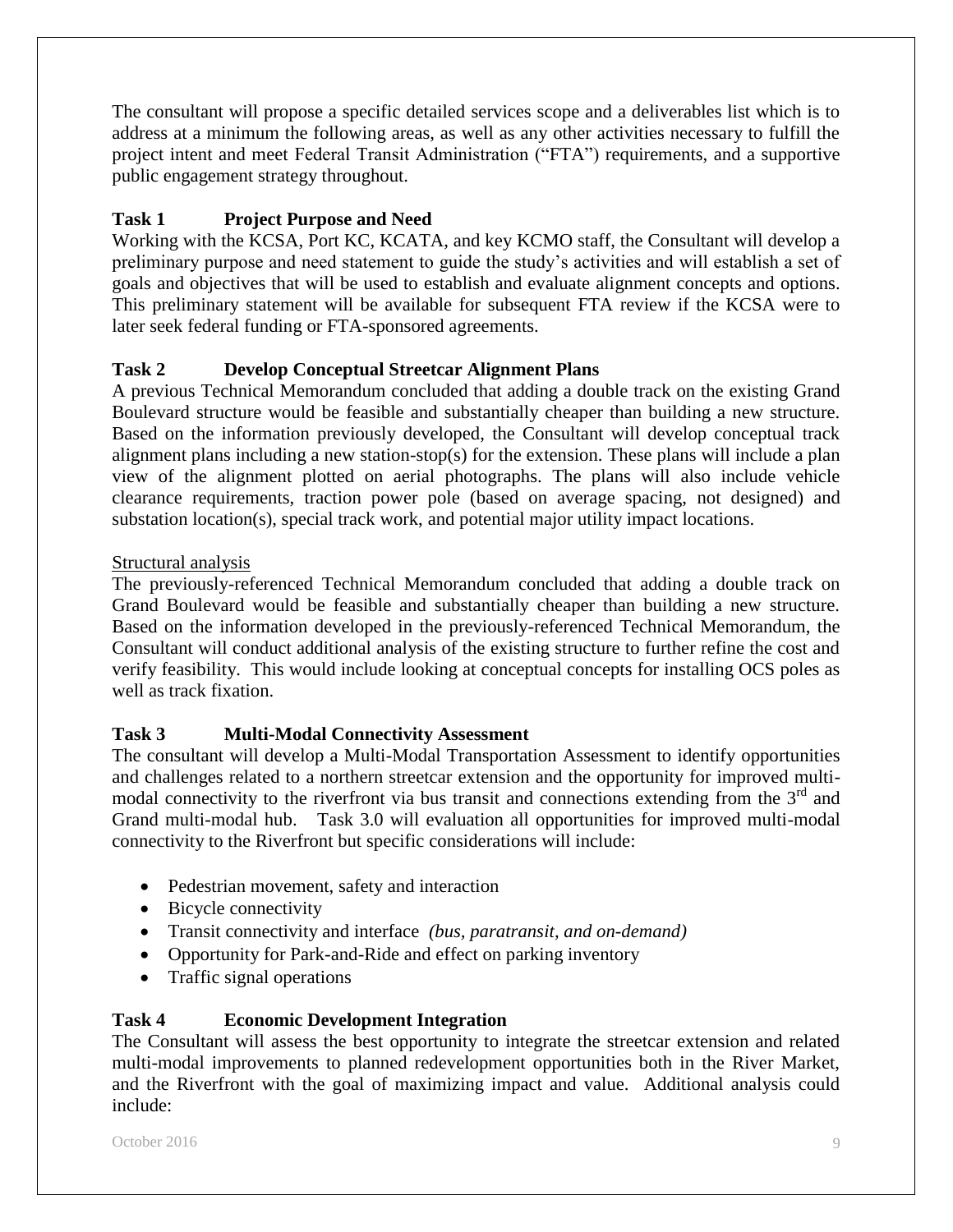The consultant will propose a specific detailed services scope and a deliverables list which is to address at a minimum the following areas, as well as any other activities necessary to fulfill the project intent and meet Federal Transit Administration ("FTA") requirements, and a supportive public engagement strategy throughout.

### Task 1 Project Purpose and Need

Working with the KCSA, Port KC, KCATA, and key KCMO staff, the Consultant will develop a preliminary purpose and need statement to guide the study's activities and will establish a set of goals and objectives that will be used to establish and evaluate alignment concepts and options. This preliminary statement will be available for subsequent FTA review if the KCSA were to later seek federal funding or FTA-sponsored agreements.

### Task 2 Develop Conceptual Streetcar Alignment Plans

A previous Technical Memorandum concluded that adding a double track on the existing Grand Boulevard structure would be feasible and substantially cheaper than building a new structure. Based on the information previously developed, the Consultant will develop conceptual track alignment plans including a new station-stop(s) for the extension. These plans will include a plan view of the alignment plotted on aerial photographs. The plans will also include vehicle clearance requirements, traction power pole (based on average spacing, not designed) and substation location(s), special track work, and potential major utility impact locations.

<u>Structural analysis</u>

The previously-referenced Technical Memorandum concluded that adding a double track on Grand Boulevard would be feasible and substantially cheaper than building a new structure. Based on the information developed in the previously-referenced Technical Memorandum, the Consultant will conduct additional analysis of the existing structure to further refine the cost and verify feasibility. This would include looking at conceptual concepts for installing OCS poles as well as track fixation.

### Task 3 Multi-Modal Connectivity Assessment

The consultant will develop a Multi-Modal Transportation Assessment to identify opportunities and challenges related to a northern streetcar extension and the opportunity for improved multi-modal connectivity to the riverfront via bus transit and connections extending from the 3rd and Grand multi-modal hub. Task 3.0 will evaluation all opportunities for improved multi-modal connectivity to the Riverfront but specific considerations will include:

- Pedestrian movement, safety and interaction
- Bicycle connectivity
- Transit connectivity and interface *(bus, paratransit, and on-demand)*
- Opportunity for Park-and-Ride and effect on parking inventory
- Traffic signal operations

### Task 4 Economic Development Integration

The Consultant will assess the best opportunity to integrate the streetcar extension and related multi-modal improvements to planned redevelopment opportunities both in the River Market, and the Riverfront with the goal of maximizing impact and value. Additional analysis could include: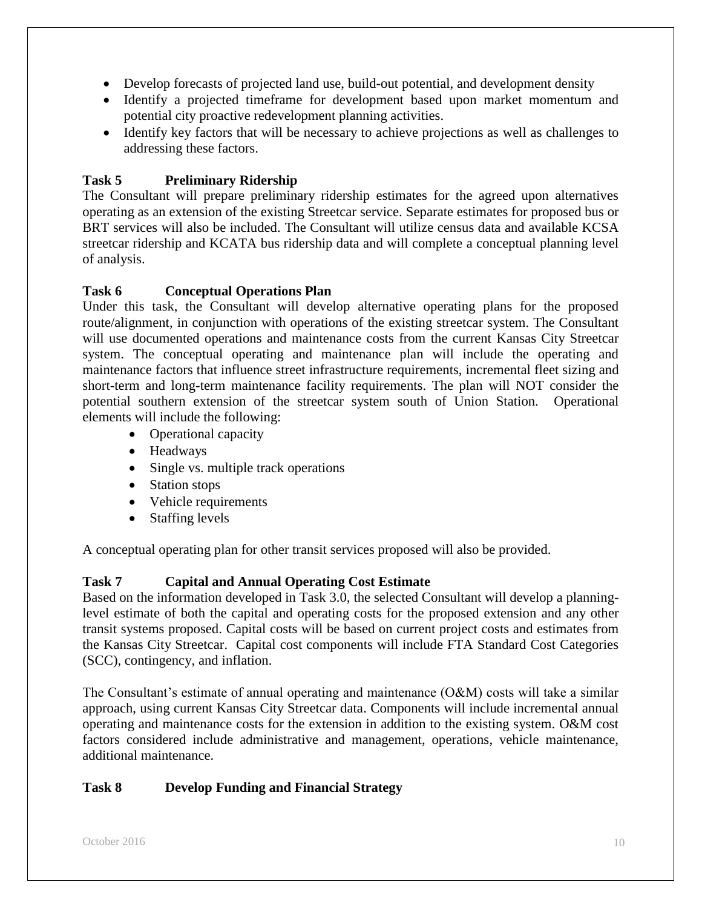- Develop forecasts of projected land use, build-out potential, and development density
- Identify a projected timeframe for development based upon market momentum and potential city proactive redevelopment planning activities.
- Identify key factors that will be necessary to achieve projections as well as challenges to addressing these factors.

### Task 5 Preliminary Ridership

The Consultant will prepare preliminary ridership estimates for the agreed upon alternatives operating as an extension of the existing Streetcar service. Separate estimates for proposed bus or BRT services will also be included. The Consultant will utilize census data and available KCSA streetcar ridership and KCATA bus ridership data and will complete a conceptual planning level of analysis.

### Task 6 Conceptual Operations Plan

Under this task, the Consultant will develop alternative operating plans for the proposed route/alignment, in conjunction with operations of the existing streetcar system. The Consultant will use documented operations and maintenance costs from the current Kansas City Streetcar system. The conceptual operating and maintenance plan will include the operating and maintenance factors that influence street infrastructure requirements, incremental fleet sizing and short-term and long-term maintenance facility requirements. The plan will NOT consider the potential southern extension of the streetcar system south of Union Station. Operational elements will include the following:

- Operational capacity
- Headways
- Single vs. multiple track operations
- Station stops
- Vehicle requirements
- Staffing levels

A conceptual operating plan for other transit services proposed will also be provided.

### Task 7 Capital and Annual Operating Cost Estimate

Based on the information developed in Task 3.0, the selected Consultant will develop a planning-level estimate of both the capital and operating costs for the proposed extension and any other transit systems proposed. Capital costs will be based on current project costs and estimates from the Kansas City Streetcar. Capital cost components will include FTA Standard Cost Categories (SCC), contingency, and inflation.

The Consultant's estimate of annual operating and maintenance (O&M) costs will take a similar approach, using current Kansas City Streetcar data. Components will include incremental annual operating and maintenance costs for the extension in addition to the existing system. O&M cost factors considered include administrative and management, operations, vehicle maintenance, additional maintenance.

### Task 8 Develop Funding and Financial Strategy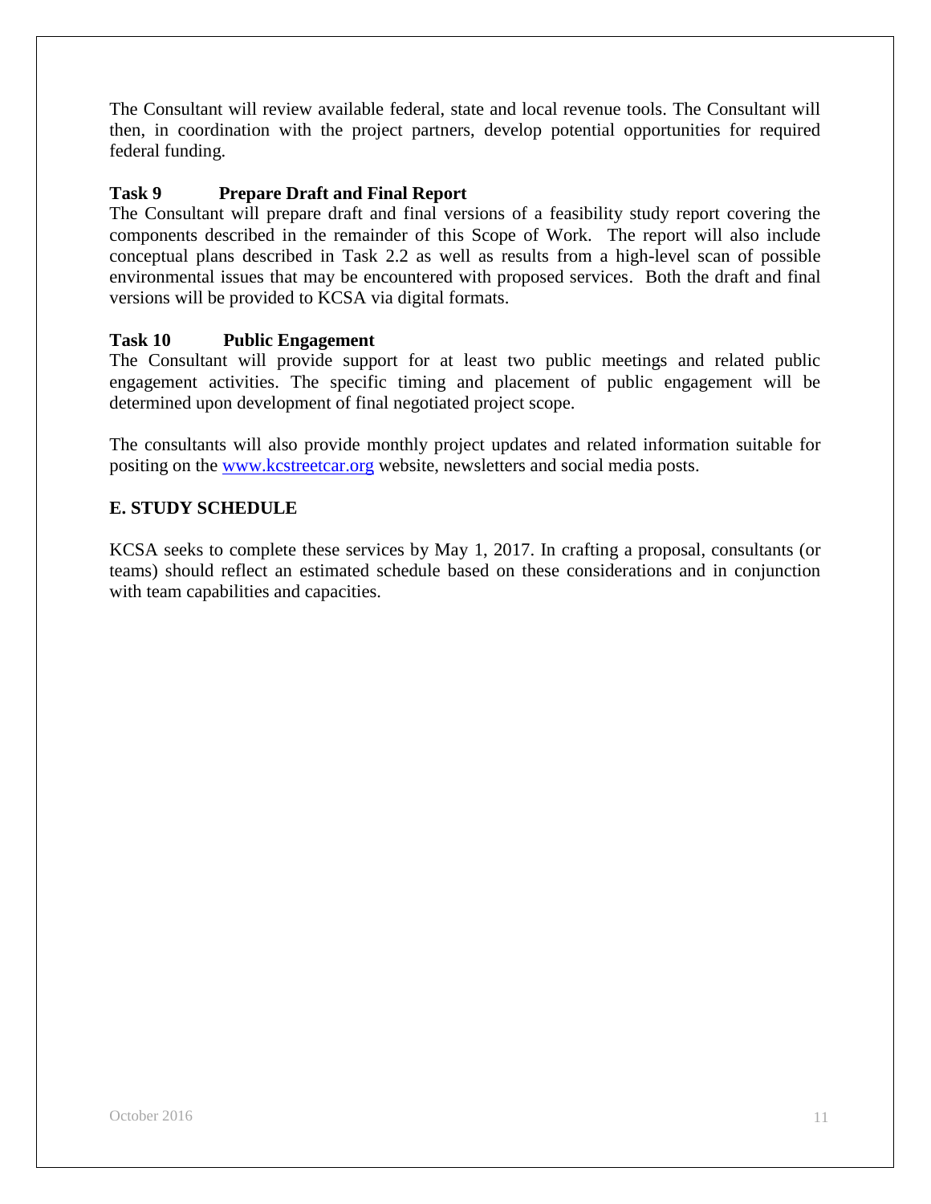The Consultant will review available federal, state and local revenue tools. The Consultant will then, in coordination with the project partners, develop potential opportunities for required federal funding.

**Task 9 Prepare Draft and Final Report**

The Consultant will prepare draft and final versions of a feasibility study report covering the components described in the remainder of this Scope of Work. The report will also include conceptual plans described in Task 2.2 as well as results from a high-level scan of possible environmental issues that may be encountered with proposed services. Both the draft and final versions will be provided to KCSA via digital formats.

**Task 10 Public Engagement**

The Consultant will provide support for at least two public meetings and related public engagement activities. The specific timing and placement of public engagement will be determined upon development of final negotiated project scope.

The consultants will also provide monthly project updates and related information suitable for positing on the [www.kcstreetcar.org](http://www.kcstreetcar.org) website, newsletters and social media posts.

**E. STUDY SCHEDULE**

KCSA seeks to complete these services by May 1, 2017. In crafting a proposal, consultants (or teams) should reflect an estimated schedule based on these considerations and in conjunction with team capabilities and capacities.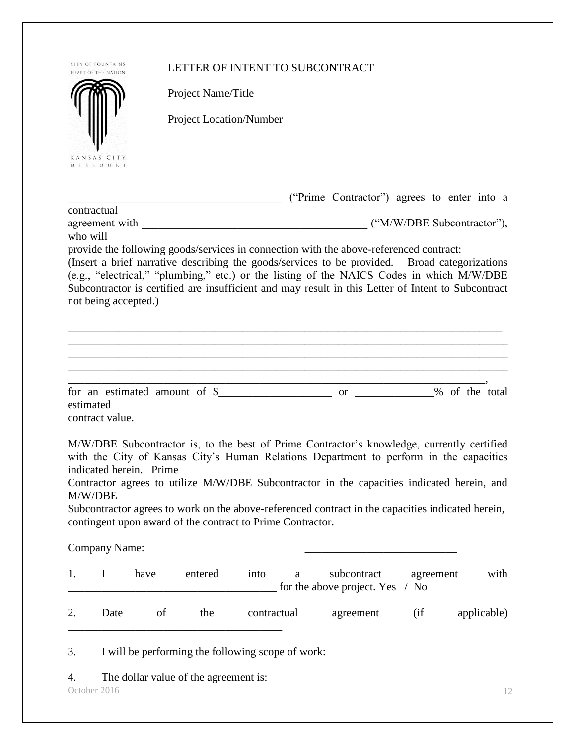CITY OF FOUNTAINS
HEART OF THE NATION

KANSAS CITY
MISSOURI

LETTER OF INTENT TO SUBCONTRACT

Project Name/Title

Project Location/Number

_____________________________________ ("Prime Contractor") agrees to enter into a contractual agreement with ________________________________________ ("M/W/DBE Subcontractor"), who will provide the following goods/services in connection with the above-referenced contract:

(Insert a brief narrative describing the goods/services to be provided. Broad categorizations (e.g., "electrical," "plumbing," etc.) or the listing of the NAICS Codes in which M/W/DBE Subcontractor is certified are insufficient and may result in this Letter of Intent to Subcontract not being accepted.)

________________________________________________________________________________
________________________________________________________________________________
________________________________________________________________________________
________________________________________________________________________________
______________________________________________________________________________,

for an estimated amount of $____________________ or ______________% of the total estimated contract value.

M/W/DBE Subcontractor is, to the best of Prime Contractor's knowledge, currently certified with the City of Kansas City's Human Relations Department to perform in the capacities indicated herein. Prime Contractor agrees to utilize M/W/DBE Subcontractor in the capacities indicated herein, and M/W/DBE Subcontractor agrees to work on the above-referenced contract in the capacities indicated herein, contingent upon award of the contract to Prime Contractor.

Company Name: ___________________________

1. I have entered into a subcontract agreement with _____________________________________ for the above project. Yes / No

2. Date of the contractual agreement (if applicable) _____________________________________

3. I will be performing the following scope of work:

4. The dollar value of the agreement is:

October 2016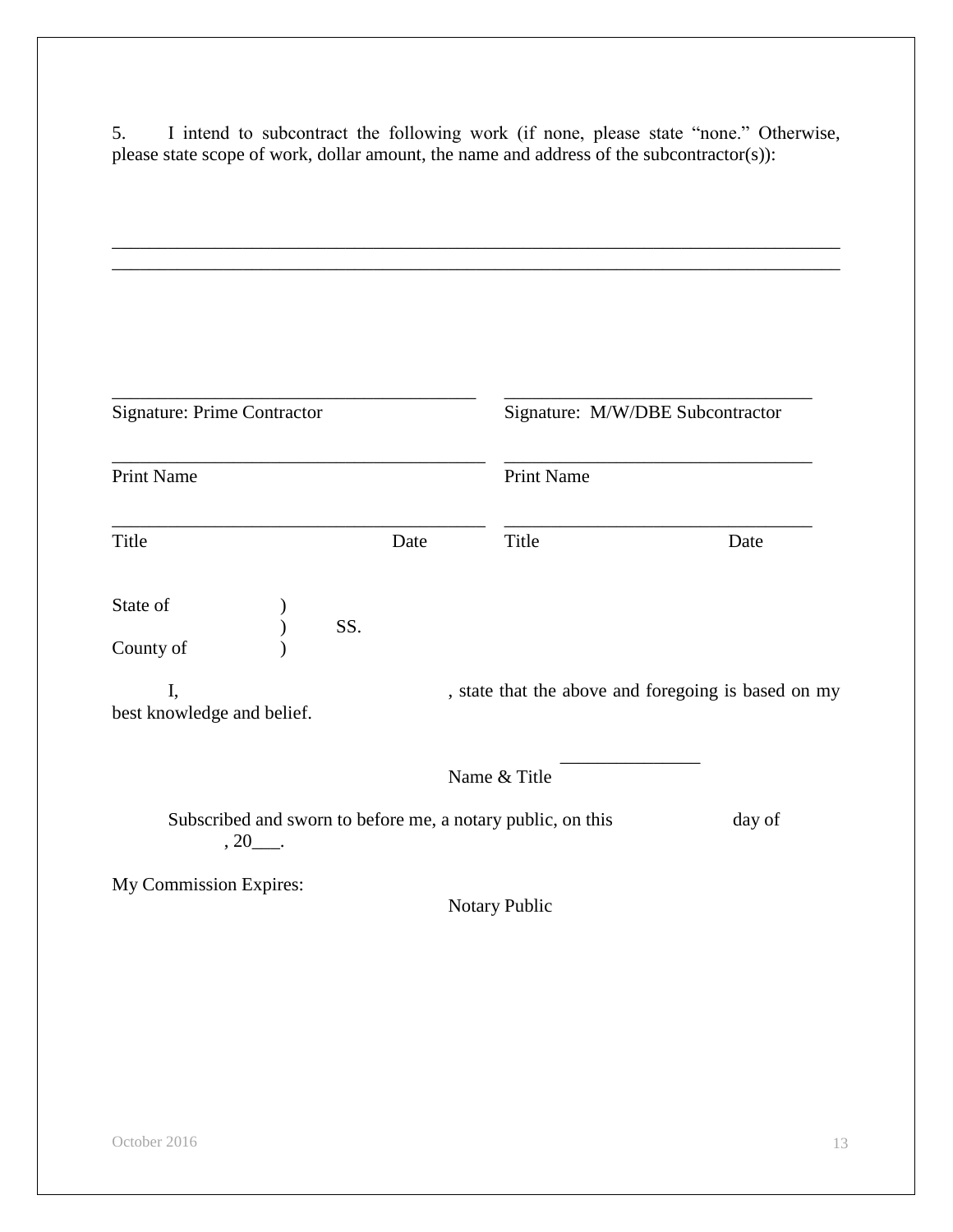5. I intend to subcontract the following work (if none, please state "none." Otherwise, please state scope of work, dollar amount, the name and address of the subcontractor(s)):

_______________________________________________________________________________
_______________________________________________________________________________

| | |
|---|---|
| _______________________________ | _______________________________ |
| Signature: Prime Contractor | Signature: M/W/DBE Subcontractor |
| _______________________________ | _______________________________ |
| Print Name | Print Name |
| _______________________________ | _______________________________ |
| Title Date | Title Date |

State of )
) SS.
County of )

I, , state that the above and foregoing is based on my best knowledge and belief.

_______________
Name & Title

Subscribed and sworn to before me, a notary public, on this day of , 20___.

My Commission Expires:

Notary Public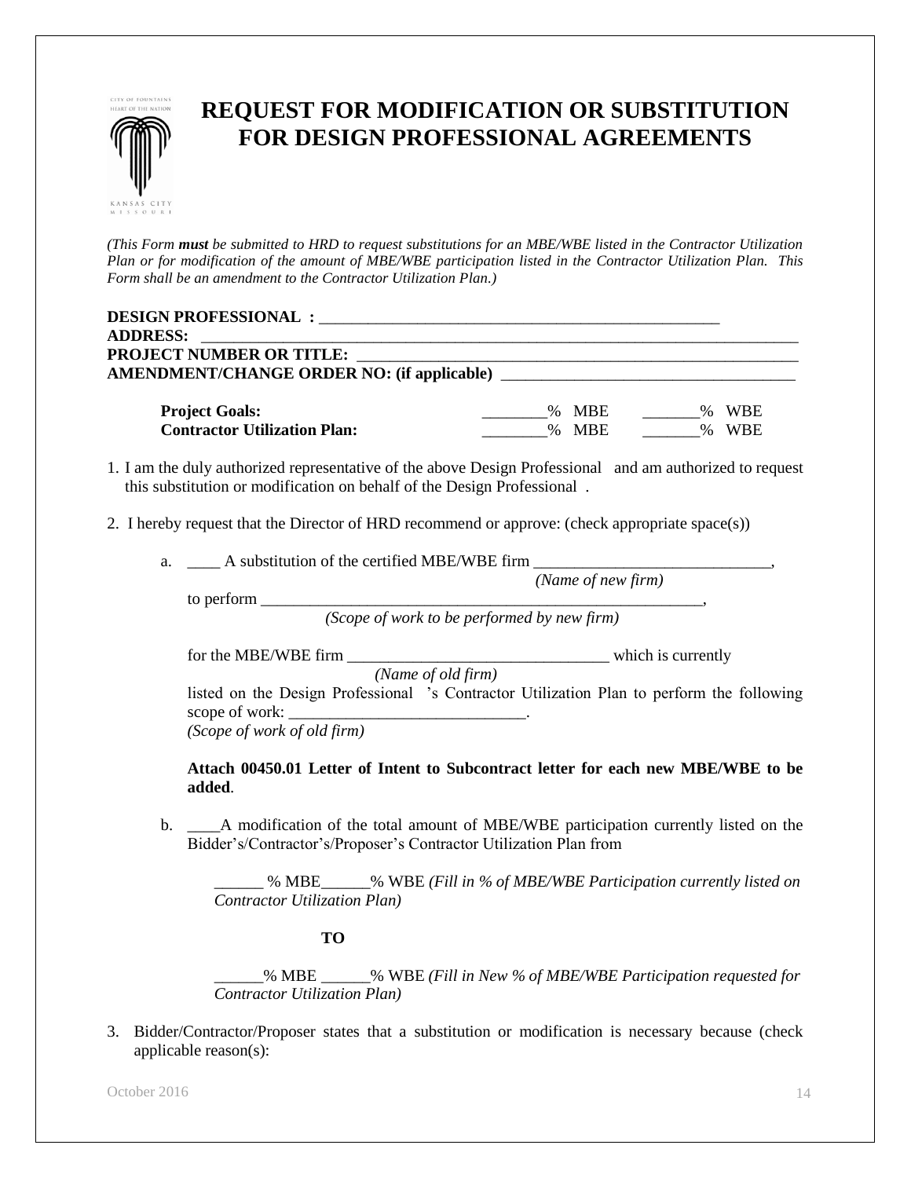# REQUEST FOR MODIFICATION OR SUBSTITUTION FOR DESIGN PROFESSIONAL AGREEMENTS

*(This Form **must** be submitted to HRD to request substitutions for an MBE/WBE listed in the Contractor Utilization Plan or for modification of the amount of MBE/WBE participation listed in the Contractor Utilization Plan. This Form shall be an amendment to the Contractor Utilization Plan.)*

**DESIGN PROFESSIONAL :** ____________________________________________________
**ADDRESS:** ______________________________________________________________________
**PROJECT NUMBER OR TITLE:** _________________________________________________________
**AMENDMENT/CHANGE ORDER NO: (if applicable)** _____________________________________

| | | |
|---|---|---|
| **Project Goals:** | ________% MBE | _______% WBE |
| **Contractor Utilization Plan:** | ________% MBE | _______% WBE |

1. I am the duly authorized representative of the above Design Professional and am authorized to request this substitution or modification on behalf of the Design Professional .

2. I hereby request that the Director of HRD recommend or approve: (check appropriate space(s))

   a. ____ A substitution of the certified MBE/WBE firm _____________________________,
   *(Name of new firm)*
   to perform ________________________________________________________,
   *(Scope of work to be performed by new firm)*

   for the MBE/WBE firm ________________________________ which is currently
   *(Name of old firm)*
   listed on the Design Professional 's Contractor Utilization Plan to perform the following scope of work: _____________________________.
   *(Scope of work of old firm)*

   **Attach 00450.01 Letter of Intent to Subcontract letter for each new MBE/WBE to be added**.

   b. ____A modification of the total amount of MBE/WBE participation currently listed on the Bidder's/Contractor's/Proposer's Contractor Utilization Plan from

   ______ % MBE______% WBE *(Fill in % of MBE/WBE Participation currently listed on Contractor Utilization Plan)*

   **TO**

   ______% MBE ______% WBE *(Fill in New % of MBE/WBE Participation requested for Contractor Utilization Plan)*

3. Bidder/Contractor/Proposer states that a substitution or modification is necessary because (check applicable reason(s):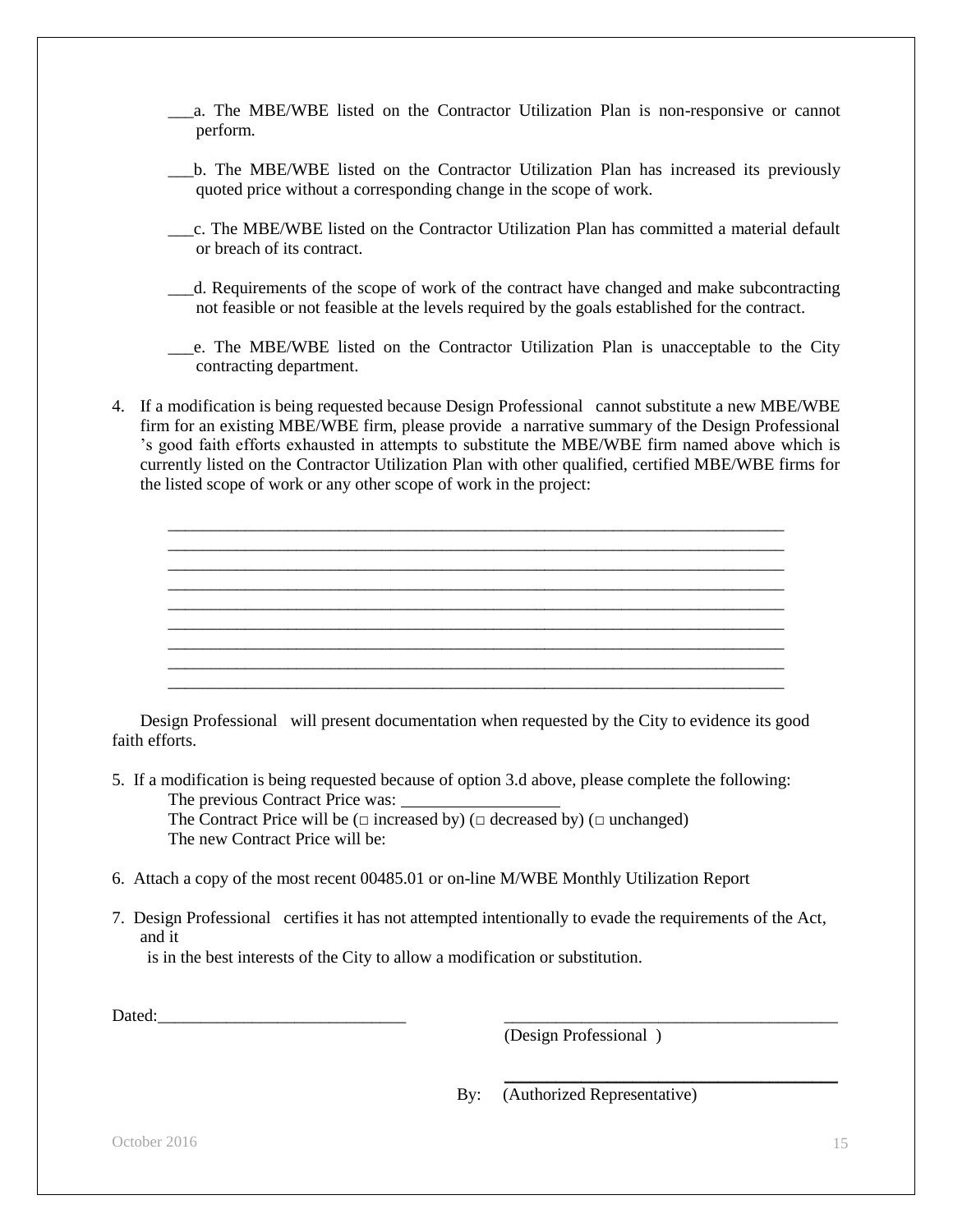___a. The MBE/WBE listed on the Contractor Utilization Plan is non-responsive or cannot perform.

___b. The MBE/WBE listed on the Contractor Utilization Plan has increased its previously quoted price without a corresponding change in the scope of work.

___c. The MBE/WBE listed on the Contractor Utilization Plan has committed a material default or breach of its contract.

___d. Requirements of the scope of work of the contract have changed and make subcontracting not feasible or not feasible at the levels required by the goals established for the contract.

___e. The MBE/WBE listed on the Contractor Utilization Plan is unacceptable to the City contracting department.

4. If a modification is being requested because Design Professional cannot substitute a new MBE/WBE firm for an existing MBE/WBE firm, please provide a narrative summary of the Design Professional 's good faith efforts exhausted in attempts to substitute the MBE/WBE firm named above which is currently listed on the Contractor Utilization Plan with other qualified, certified MBE/WBE firms for the listed scope of work or any other scope of work in the project:

___________________________________________________________________________
___________________________________________________________________________
___________________________________________________________________________
___________________________________________________________________________
___________________________________________________________________________
___________________________________________________________________________
___________________________________________________________________________
___________________________________________________________________________
___________________________________________________________________________

Design Professional will present documentation when requested by the City to evidence its good faith efforts.

5. If a modification is being requested because of option 3.d above, please complete the following:
   The previous Contract Price was: __________________
   The Contract Price will be (□ increased by) (□ decreased by) (□ unchanged)
   The new Contract Price will be:

6. Attach a copy of the most recent 00485.01 or on-line M/WBE Monthly Utilization Report

7. Design Professional certifies it has not attempted intentionally to evade the requirements of the Act, and it is in the best interests of the City to allow a modification or substitution.

Dated:_____________________________ ________________________________________
(Design Professional )

________________________________________
By: (Authorized Representative)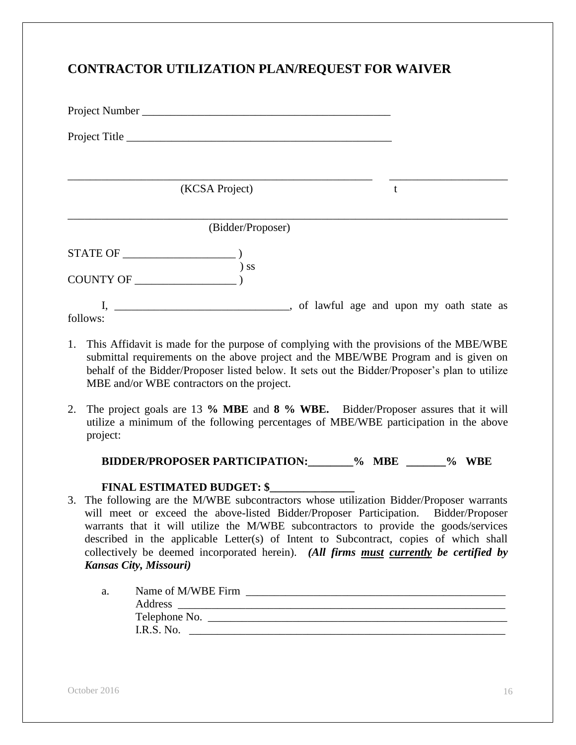# CONTRACTOR UTILIZATION PLAN/REQUEST FOR WAIVER

Project Number ____________________________________________

Project Title ______________________________________________

______________________________________________________ ____________________

(KCSA Project) t

______________________________________________________________________________

(Bidder/Proposer)

STATE OF ___________________ )
) ss
COUNTY OF _________________ )

I, _______________________________, of lawful age and upon my oath state as follows:

1. This Affidavit is made for the purpose of complying with the provisions of the MBE/WBE submittal requirements on the above project and the MBE/WBE Program and is given on behalf of the Bidder/Proposer listed below. It sets out the Bidder/Proposer's plan to utilize MBE and/or WBE contractors on the project.

2. The project goals are 13 **% MBE** and **8 % WBE.** Bidder/Proposer assures that it will utilize a minimum of the following percentages of MBE/WBE participation in the above project:

   **BIDDER/PROPOSER PARTICIPATION:________% MBE _______% WBE**

   **FINAL ESTIMATED BUDGET: $______________**

3. The following are the M/WBE subcontractors whose utilization Bidder/Proposer warrants will meet or exceed the above-listed Bidder/Proposer Participation. Bidder/Proposer warrants that it will utilize the M/WBE subcontractors to provide the goods/services described in the applicable Letter(s) of Intent to Subcontract, copies of which shall collectively be deemed incorporated herein). ***(All firms must currently be certified by Kansas City, Missouri)***

   a. Name of M/WBE Firm ______________________________________________
      Address ________________________________________________________
      Telephone No. ___________________________________________________
      I.R.S. No. ______________________________________________________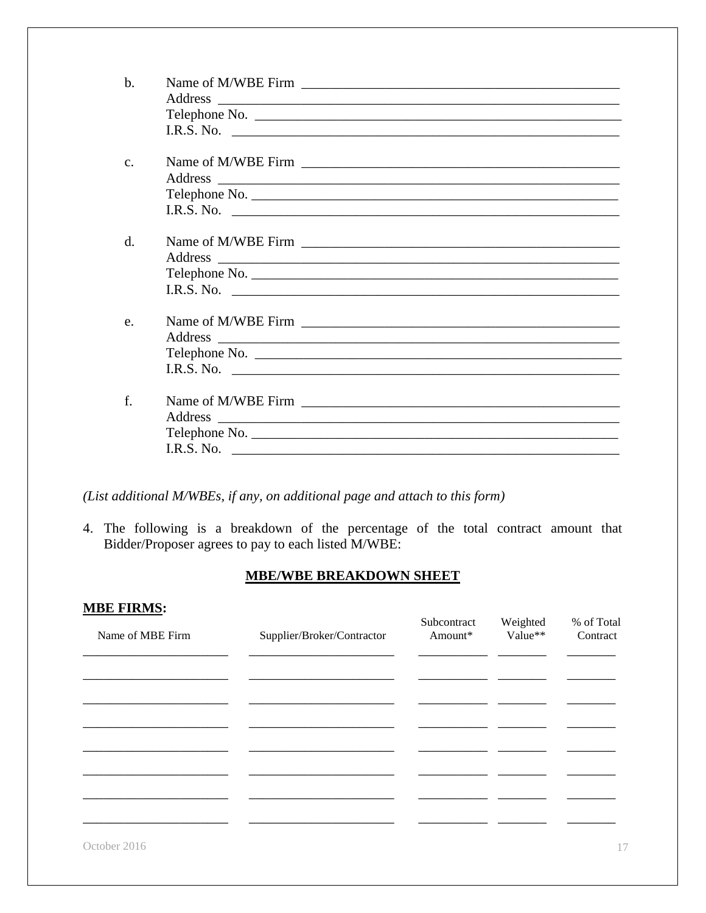b. Name of M/WBE Firm ______________________________________________
   Address ______________________________________________________
   Telephone No. _________________________________________________
   I.R.S. No. ___________________________________________________

c. Name of M/WBE Firm ______________________________________________
   Address ______________________________________________________
   Telephone No. _________________________________________________
   I.R.S. No. ___________________________________________________

d. Name of M/WBE Firm ______________________________________________
   Address ______________________________________________________
   Telephone No. _________________________________________________
   I.R.S. No. ___________________________________________________

e. Name of M/WBE Firm ______________________________________________
   Address ______________________________________________________
   Telephone No. _________________________________________________
   I.R.S. No. ___________________________________________________

f. Name of M/WBE Firm ______________________________________________
   Address ______________________________________________________
   Telephone No. _________________________________________________
   I.R.S. No. ___________________________________________________

*(List additional M/WBEs, if any, on additional page and attach to this form)*

4. The following is a breakdown of the percentage of the total contract amount that Bidder/Proposer agrees to pay to each listed M/WBE:

**MBE/WBE BREAKDOWN SHEET**

**MBE FIRMS:**

| Name of MBE Firm | Supplier/Broker/Contractor | Subcontract Amount* | Weighted Value** | % of Total Contract |
|---|---|---|---|---|
| | | | | |
| | | | | |
| | | | | |
| | | | | |
| | | | | |
| | | | | |
| | | | | |
| | | | | |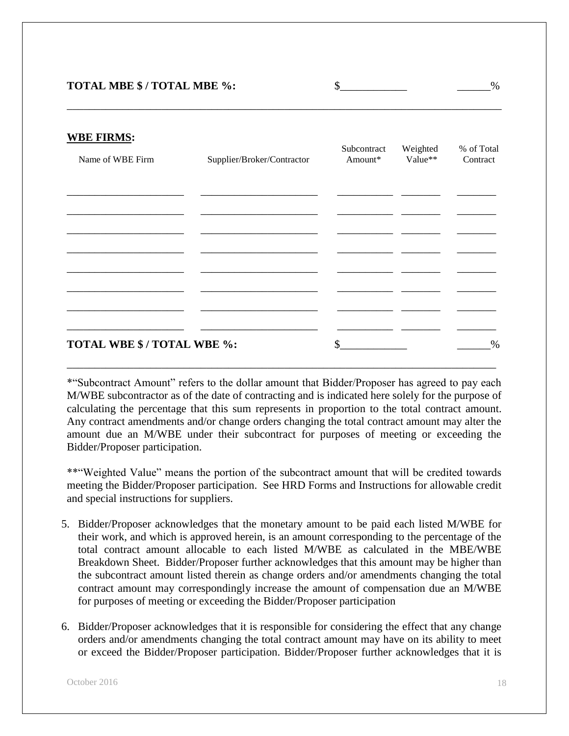**TOTAL MBE $ / TOTAL MBE %:** $____________ ______%

---

**<u>WBE FIRMS</u>:**

| Name of WBE Firm | Supplier/Broker/Contractor | Subcontract Amount* | Weighted Value** | % of Total Contract |
|---|---|---|---|---|
| | | | | |
| | | | | |
| | | | | |
| | | | | |
| | | | | |
| | | | | |
| | | | | |
| | | | | |

**TOTAL WBE $ / TOTAL WBE %:** $____________ ______%

---

*"Subcontract Amount" refers to the dollar amount that Bidder/Proposer has agreed to pay each M/WBE subcontractor as of the date of contracting and is indicated here solely for the purpose of calculating the percentage that this sum represents in proportion to the total contract amount. Any contract amendments and/or change orders changing the total contract amount may alter the amount due an M/WBE under their subcontract for purposes of meeting or exceeding the Bidder/Proposer participation.

**"Weighted Value" means the portion of the subcontract amount that will be credited towards meeting the Bidder/Proposer participation. See HRD Forms and Instructions for allowable credit and special instructions for suppliers.

5. Bidder/Proposer acknowledges that the monetary amount to be paid each listed M/WBE for their work, and which is approved herein, is an amount corresponding to the percentage of the total contract amount allocable to each listed M/WBE as calculated in the MBE/WBE Breakdown Sheet. Bidder/Proposer further acknowledges that this amount may be higher than the subcontract amount listed therein as change orders and/or amendments changing the total contract amount may correspondingly increase the amount of compensation due an M/WBE for purposes of meeting or exceeding the Bidder/Proposer participation

6. Bidder/Proposer acknowledges that it is responsible for considering the effect that any change orders and/or amendments changing the total contract amount may have on its ability to meet or exceed the Bidder/Proposer participation. Bidder/Proposer further acknowledges that it is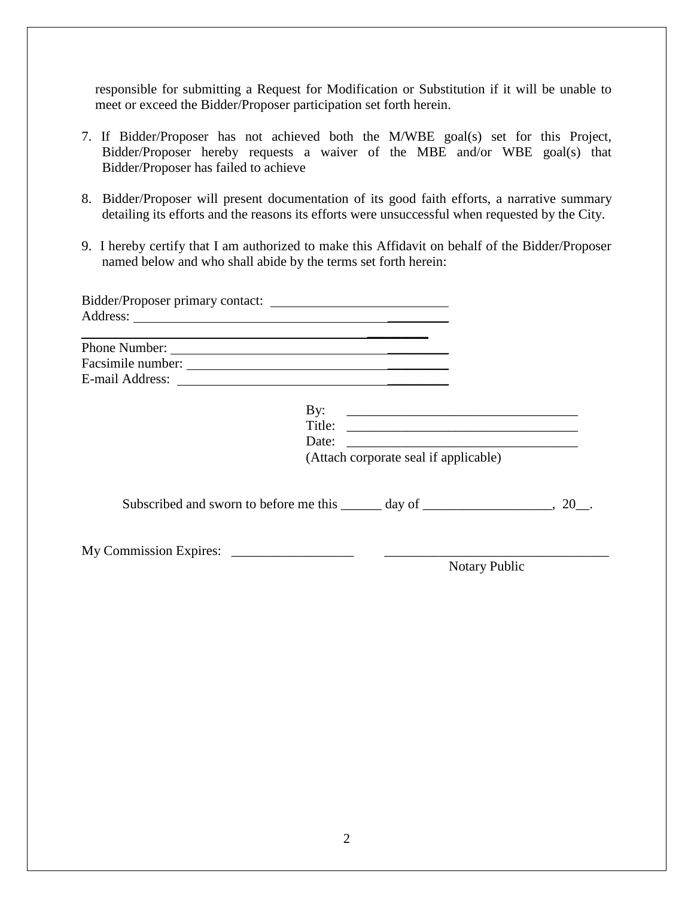responsible for submitting a Request for Modification or Substitution if it will be unable to meet or exceed the Bidder/Proposer participation set forth herein.

7. If Bidder/Proposer has not achieved both the M/WBE goal(s) set for this Project, Bidder/Proposer hereby requests a waiver of the MBE and/or WBE goal(s) that Bidder/Proposer has failed to achieve

8. Bidder/Proposer will present documentation of its good faith efforts, a narrative summary detailing its efforts and the reasons its efforts were unsuccessful when requested by the City.

9. I hereby certify that I am authorized to make this Affidavit on behalf of the Bidder/Proposer named below and who shall abide by the terms set forth herein:

Bidder/Proposer primary contact: ____________________________
Address: ________________________________________________
_______________________________________________________
Phone Number: __________________________________________
Facsimile number: _______________________________________
E-mail Address: _________________________________________

By: ___________________________________
Title: ___________________________________
Date: ___________________________________
(Attach corporate seal if applicable)

Subscribed and sworn to before me this ______ day of ___________________, 20__.

My Commission Expires: __________________ _________________________________
Notary Public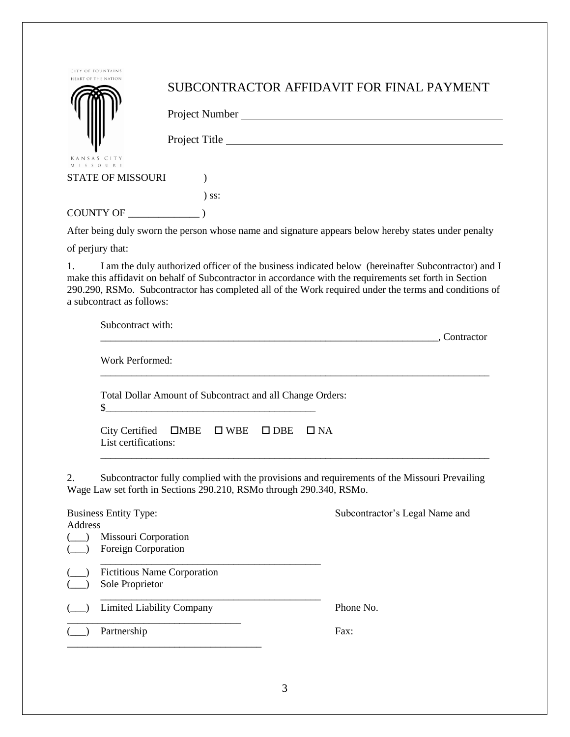CITY OF FOUNTAINS
HEART OF THE NATION

KANSAS CITY
MISSOURI

# SUBCONTRACTOR AFFIDAVIT FOR FINAL PAYMENT

Project Number ___________________________________________

Project Title ___________________________________________

STATE OF MISSOURI )
) ss:
COUNTY OF ______________ )

After being duly sworn the person whose name and signature appears below hereby states under penalty of perjury that:

1. I am the duly authorized officer of the business indicated below (hereinafter Subcontractor) and I make this affidavit on behalf of Subcontractor in accordance with the requirements set forth in Section 290.290, RSMo. Subcontractor has completed all of the Work required under the terms and conditions of a subcontract as follows:

   Subcontract with:
   ____________________________________________________________________, Contractor

   Work Performed:
   ____________________________________________________________________________

   Total Dollar Amount of Subcontract and all Change Orders:
   $_________________________________________

   City Certified ☐MBE ☐ WBE ☐ DBE ☐ NA
   List certifications:
   ____________________________________________________________________________

2. Subcontractor fully complied with the provisions and requirements of the Missouri Prevailing Wage Law set forth in Sections 290.210, RSMo through 290.340, RSMo.

Business Entity Type:

(___) Missouri Corporation
(___) Foreign Corporation
(___) Fictitious Name Corporation
(___) Sole Proprietor
(___) Limited Liability Company
(___) Partnership

Subcontractor's Legal Name and Address

_____________________________________________

_____________________________________________

_________________________________

Phone No.

Fax:

______________________________________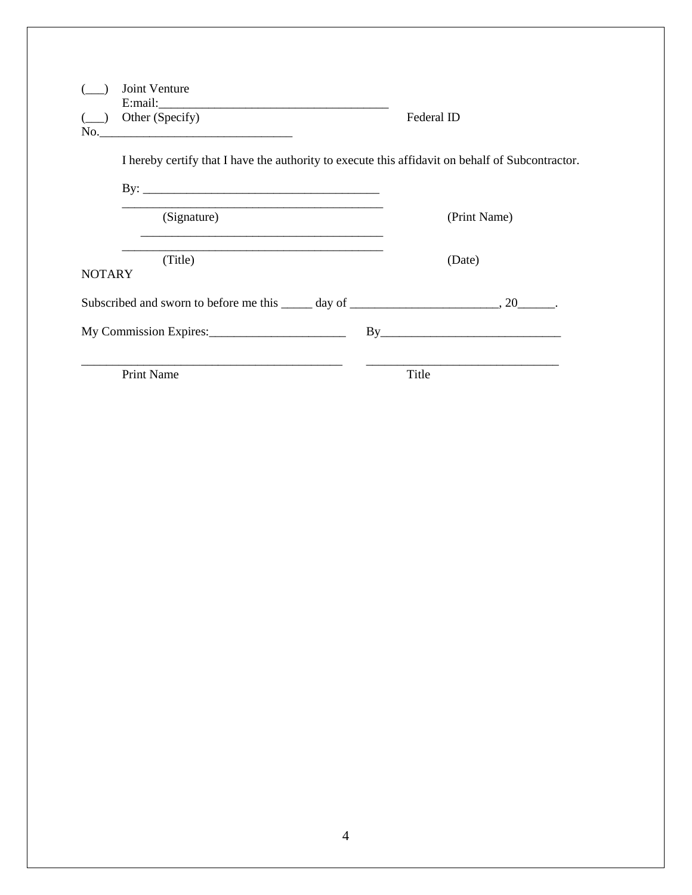(___) Joint Venture
E:mail:_____________________________________

(___) Other (Specify) Federal ID No._______________________________

I hereby certify that I have the authority to execute this affidavit on behalf of Subcontractor.

By: ______________________________________

__________________________________________
(Signature) (Print Name)

__________________________________________

__________________________________________
(Title) (Date)

NOTARY

Subscribed and sworn to before me this _____ day of ________________________, 20______.

My Commission Expires:______________________ By_____________________________

__________________________________________ _______________________________
Print Name Title